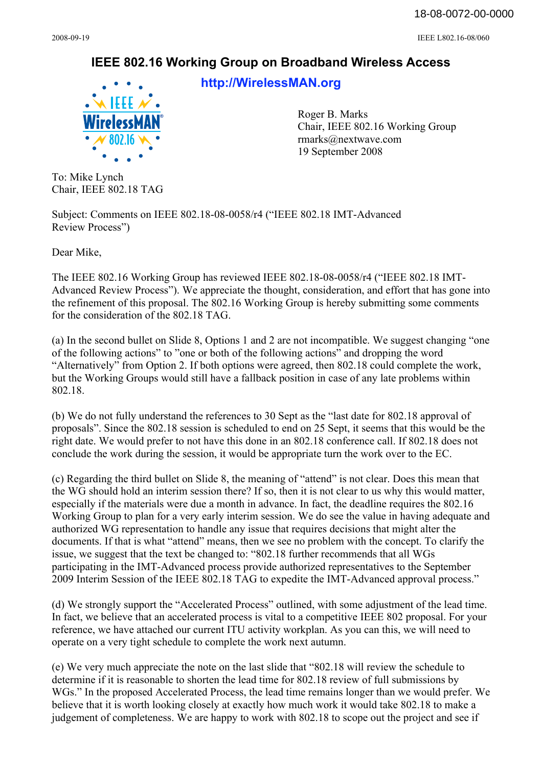# IEEE 802.16 Working Group on Broadband Wireless Access

**http://WirelessMAN.org**

Roger B. Marks
Chair, IEEE 802.16 Working Group
rmarks@nextwave.com
19 September 2008

To: Mike Lynch
Chair, IEEE 802.18 TAG

Subject: Comments on IEEE 802.18-08-0058/r4 ("IEEE 802.18 IMT-Advanced Review Process")

Dear Mike,

The IEEE 802.16 Working Group has reviewed IEEE 802.18-08-0058/r4 ("IEEE 802.18 IMT-Advanced Review Process"). We appreciate the thought, consideration, and effort that has gone into the refinement of this proposal. The 802.16 Working Group is hereby submitting some comments for the consideration of the 802.18 TAG.

(a) In the second bullet on Slide 8, Options 1 and 2 are not incompatible. We suggest changing "one of the following actions" to "one or both of the following actions" and dropping the word "Alternatively" from Option 2. If both options were agreed, then 802.18 could complete the work, but the Working Groups would still have a fallback position in case of any late problems within 802.18.

(b) We do not fully understand the references to 30 Sept as the "last date for 802.18 approval of proposals". Since the 802.18 session is scheduled to end on 25 Sept, it seems that this would be the right date. We would prefer to not have this done in an 802.18 conference call. If 802.18 does not conclude the work during the session, it would be appropriate turn the work over to the EC.

(c) Regarding the third bullet on Slide 8, the meaning of "attend" is not clear. Does this mean that the WG should hold an interim session there? If so, then it is not clear to us why this would matter, especially if the materials were due a month in advance. In fact, the deadline requires the 802.16 Working Group to plan for a very early interim session. We do see the value in having adequate and authorized WG representation to handle any issue that requires decisions that might alter the documents. If that is what "attend" means, then we see no problem with the concept. To clarify the issue, we suggest that the text be changed to: "802.18 further recommends that all WGs participating in the IMT-Advanced process provide authorized representatives to the September 2009 Interim Session of the IEEE 802.18 TAG to expedite the IMT-Advanced approval process."

(d) We strongly support the "Accelerated Process" outlined, with some adjustment of the lead time. In fact, we believe that an accelerated process is vital to a competitive IEEE 802 proposal. For your reference, we have attached our current ITU activity workplan. As you can this, we will need to operate on a very tight schedule to complete the work next autumn.

(e) We very much appreciate the note on the last slide that "802.18 will review the schedule to determine if it is reasonable to shorten the lead time for 802.18 review of full submissions by WGs." In the proposed Accelerated Process, the lead time remains longer than we would prefer. We believe that it is worth looking closely at exactly how much work it would take 802.18 to make a judgement of completeness. We are happy to work with 802.18 to scope out the project and see if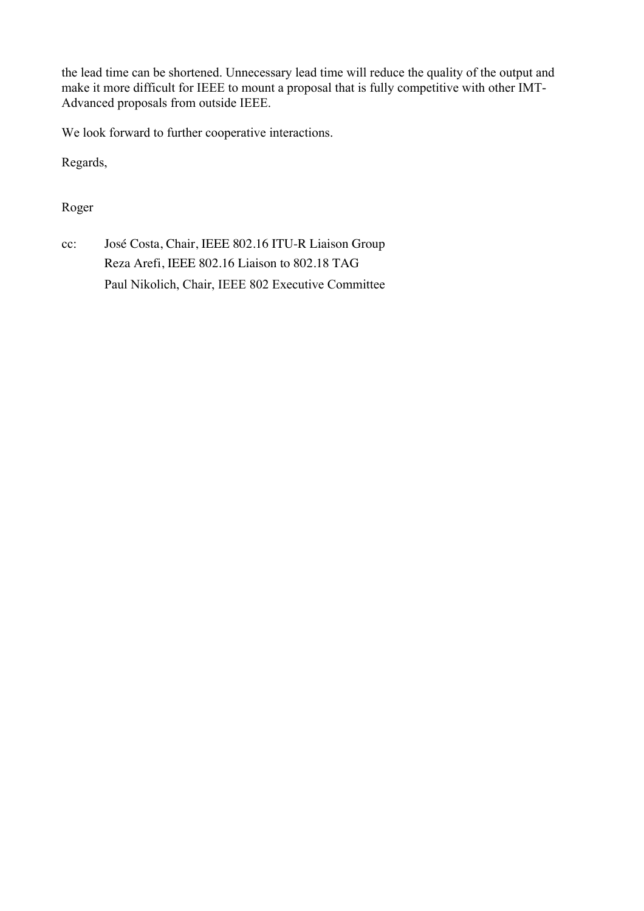the lead time can be shortened. Unnecessary lead time will reduce the quality of the output and make it more difficult for IEEE to mount a proposal that is fully competitive with other IMT-Advanced proposals from outside IEEE.

We look forward to further cooperative interactions.

Regards,

Roger

cc: José Costa, Chair, IEEE 802.16 ITU-R Liaison Group
Reza Arefi, IEEE 802.16 Liaison to 802.18 TAG
Paul Nikolich, Chair, IEEE 802 Executive Committee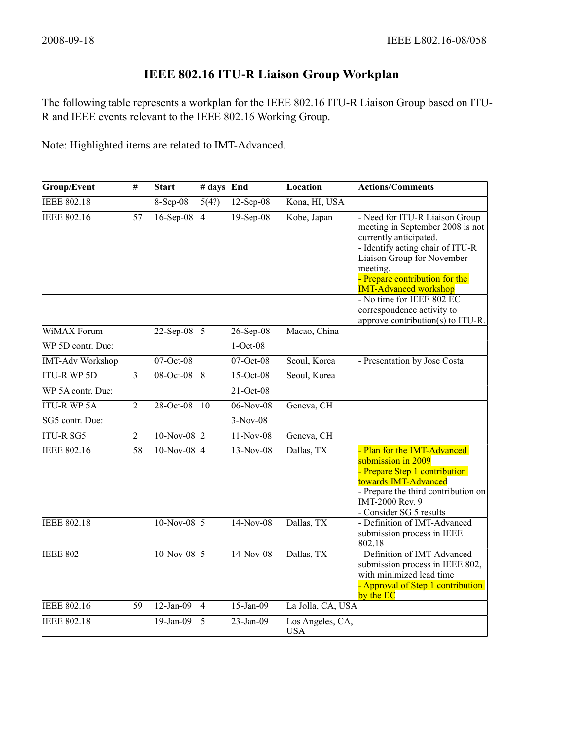# IEEE 802.16 ITU-R Liaison Group Workplan

The following table represents a workplan for the IEEE 802.16 ITU-R Liaison Group based on ITU-R and IEEE events relevant to the IEEE 802.16 Working Group.

Note: Highlighted items are related to IMT-Advanced.

| Group/Event | # | Start | # days | End | Location | Actions/Comments |
|---|---|---|---|---|---|---|
| IEEE 802.18 | | 8-Sep-08 | 5(4?) | 12-Sep-08 | Kona, HI, USA | |
| IEEE 802.16 | 57 | 16-Sep-08 | 4 | 19-Sep-08 | Kobe, Japan | - Need for ITU-R Liaison Group meeting in September 2008 is not currently anticipated.<br>- Identify acting chair of ITU-R Liaison Group for November meeting.<br>- Prepare contribution for the IMT-Advanced workshop |
| | | | | | | - No time for IEEE 802 EC correspondence activity to approve contribution(s) to ITU-R. |
| WiMAX Forum | | 22-Sep-08 | 5 | 26-Sep-08 | Macao, China | |
| WP 5D contr. Due: | | | | 1-Oct-08 | | |
| IMT-Adv Workshop | | 07-Oct-08 | | 07-Oct-08 | Seoul, Korea | - Presentation by Jose Costa |
| ITU-R WP 5D | 3 | 08-Oct-08 | 8 | 15-Oct-08 | Seoul, Korea | |
| WP 5A contr. Due: | | | | 21-Oct-08 | | |
| ITU-R WP 5A | 2 | 28-Oct-08 | 10 | 06-Nov-08 | Geneva, CH | |
| SG5 contr. Due: | | | | 3-Nov-08 | | |
| ITU-R SG5 | 2 | 10-Nov-08 | 2 | 11-Nov-08 | Geneva, CH | |
| IEEE 802.16 | 58 | 10-Nov-08 | 4 | 13-Nov-08 | Dallas, TX | - Plan for the IMT-Advanced submission in 2009<br>- Prepare Step 1 contribution towards IMT-Advanced<br>- Prepare the third contribution on IMT-2000 Rev. 9<br>- Consider SG 5 results |
| IEEE 802.18 | | 10-Nov-08 | 5 | 14-Nov-08 | Dallas, TX | - Definition of IMT-Advanced submission process in IEEE 802.18 |
| IEEE 802 | | 10-Nov-08 | 5 | 14-Nov-08 | Dallas, TX | - Definition of IMT-Advanced submission process in IEEE 802, with minimized lead time<br>- Approval of Step 1 contribution by the EC |
| IEEE 802.16 | 59 | 12-Jan-09 | 4 | 15-Jan-09 | La Jolla, CA, USA | |
| IEEE 802.18 | | 19-Jan-09 | 5 | 23-Jan-09 | Los Angeles, CA, USA | |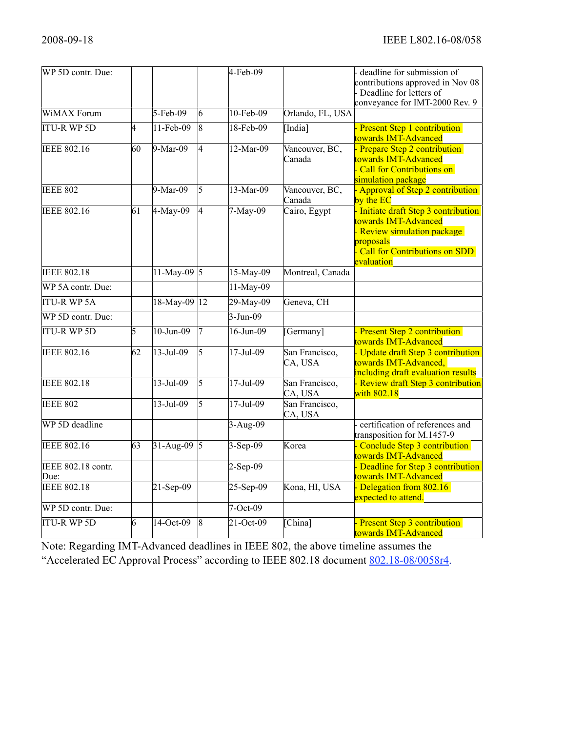| | | | | | | |
|---|---|---|---|---|---|---|
| WP 5D contr. Due: | | | | 4-Feb-09 | | - deadline for submission of contributions approved in Nov 08<br>- Deadline for letters of conveyance for IMT-2000 Rev. 9 |
| WiMAX Forum | | 5-Feb-09 | 6 | 10-Feb-09 | Orlando, FL, USA | |
| ITU-R WP 5D | 4 | 11-Feb-09 | 8 | 18-Feb-09 | [India] | - Present Step 1 contribution towards IMT-Advanced |
| IEEE 802.16 | 60 | 9-Mar-09 | 4 | 12-Mar-09 | Vancouver, BC, Canada | - Prepare Step 2 contribution towards IMT-Advanced<br>- Call for Contributions on simulation package |
| IEEE 802 | | 9-Mar-09 | 5 | 13-Mar-09 | Vancouver, BC, Canada | - Approval of Step 2 contribution by the EC |
| IEEE 802.16 | 61 | 4-May-09 | 4 | 7-May-09 | Cairo, Egypt | - Initiate draft Step 3 contribution towards IMT-Advanced<br>- Review simulation package proposals<br>- Call for Contributions on SDD evaluation |
| IEEE 802.18 | | 11-May-09 | 5 | 15-May-09 | Montreal, Canada | |
| WP 5A contr. Due: | | | | 11-May-09 | | |
| ITU-R WP 5A | | 18-May-09 | 12 | 29-May-09 | Geneva, CH | |
| WP 5D contr. Due: | | | | 3-Jun-09 | | |
| ITU-R WP 5D | 5 | 10-Jun-09 | 7 | 16-Jun-09 | [Germany] | - Present Step 2 contribution towards IMT-Advanced |
| IEEE 802.16 | 62 | 13-Jul-09 | 5 | 17-Jul-09 | San Francisco, CA, USA | - Update draft Step 3 contribution towards IMT-Advanced, including draft evaluation results |
| IEEE 802.18 | | 13-Jul-09 | 5 | 17-Jul-09 | San Francisco, CA, USA | - Review draft Step 3 contribution with 802.18 |
| IEEE 802 | | 13-Jul-09 | 5 | 17-Jul-09 | San Francisco, CA, USA | |
| WP 5D deadline | | | | 3-Aug-09 | | - certification of references and transposition for M.1457-9 |
| IEEE 802.16 | 63 | 31-Aug-09 | 5 | 3-Sep-09 | Korea | - Conclude Step 3 contribution towards IMT-Advanced |
| IEEE 802.18 contr. Due: | | | | 2-Sep-09 | | - Deadline for Step 3 contribution towards IMT-Advanced |
| IEEE 802.18 | | 21-Sep-09 | | 25-Sep-09 | Kona, HI, USA | - Delegation from 802.16 expected to attend. |
| WP 5D contr. Due: | | | | 7-Oct-09 | | |
| ITU-R WP 5D | 6 | 14-Oct-09 | 8 | 21-Oct-09 | [China] | - Present Step 3 contribution towards IMT-Advanced |

Note: Regarding IMT-Advanced deadlines in IEEE 802, the above timeline assumes the "Accelerated EC Approval Process" according to IEEE 802.18 document 802.18-08/0058r4.